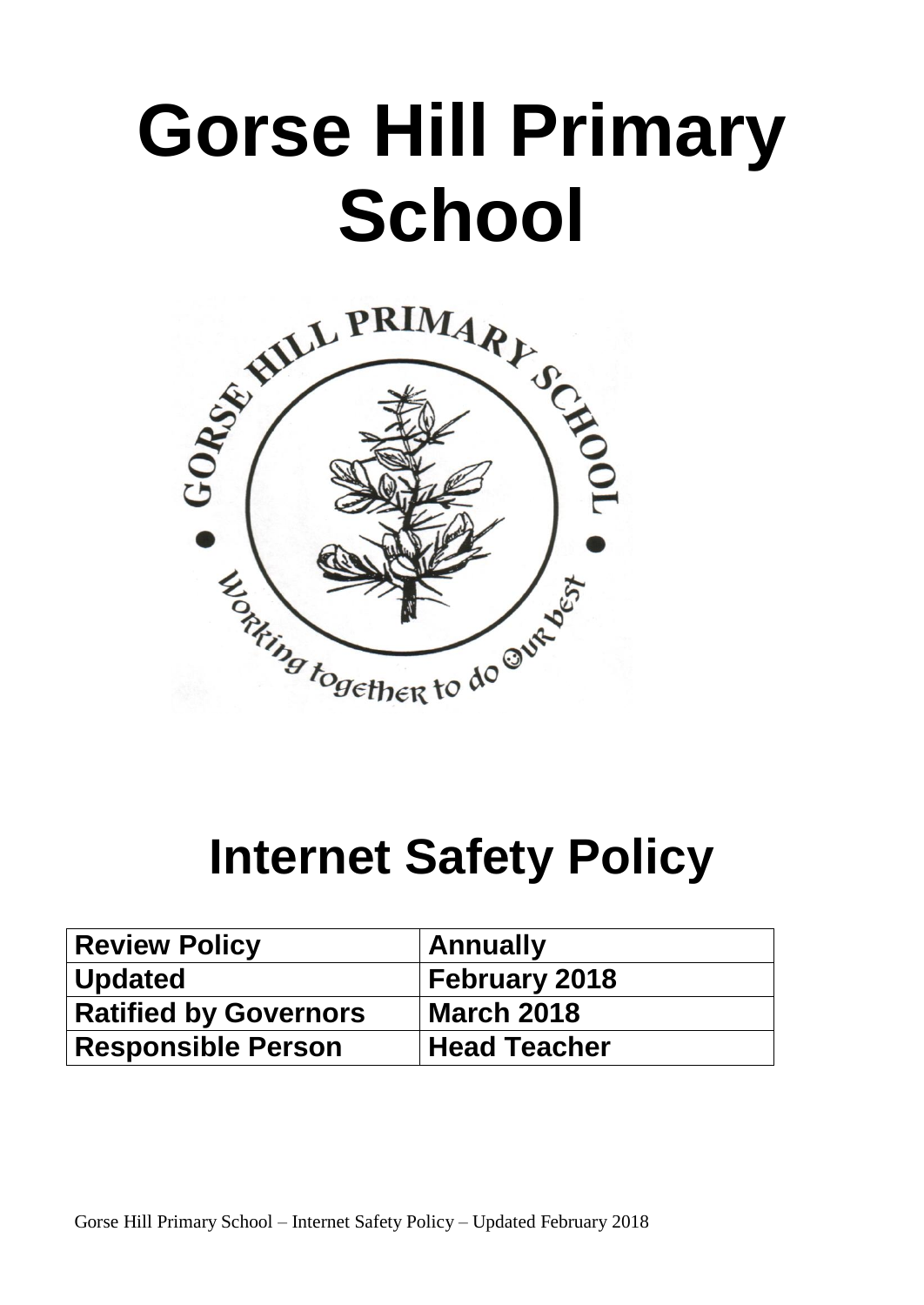# Gorse Hill Primary School

# Internet Safety Policy

| Review Policy | Annually |
|---|---|
| Updated | February 2018 |
| Ratified by Governors | March 2018 |
| Responsible Person | Head Teacher |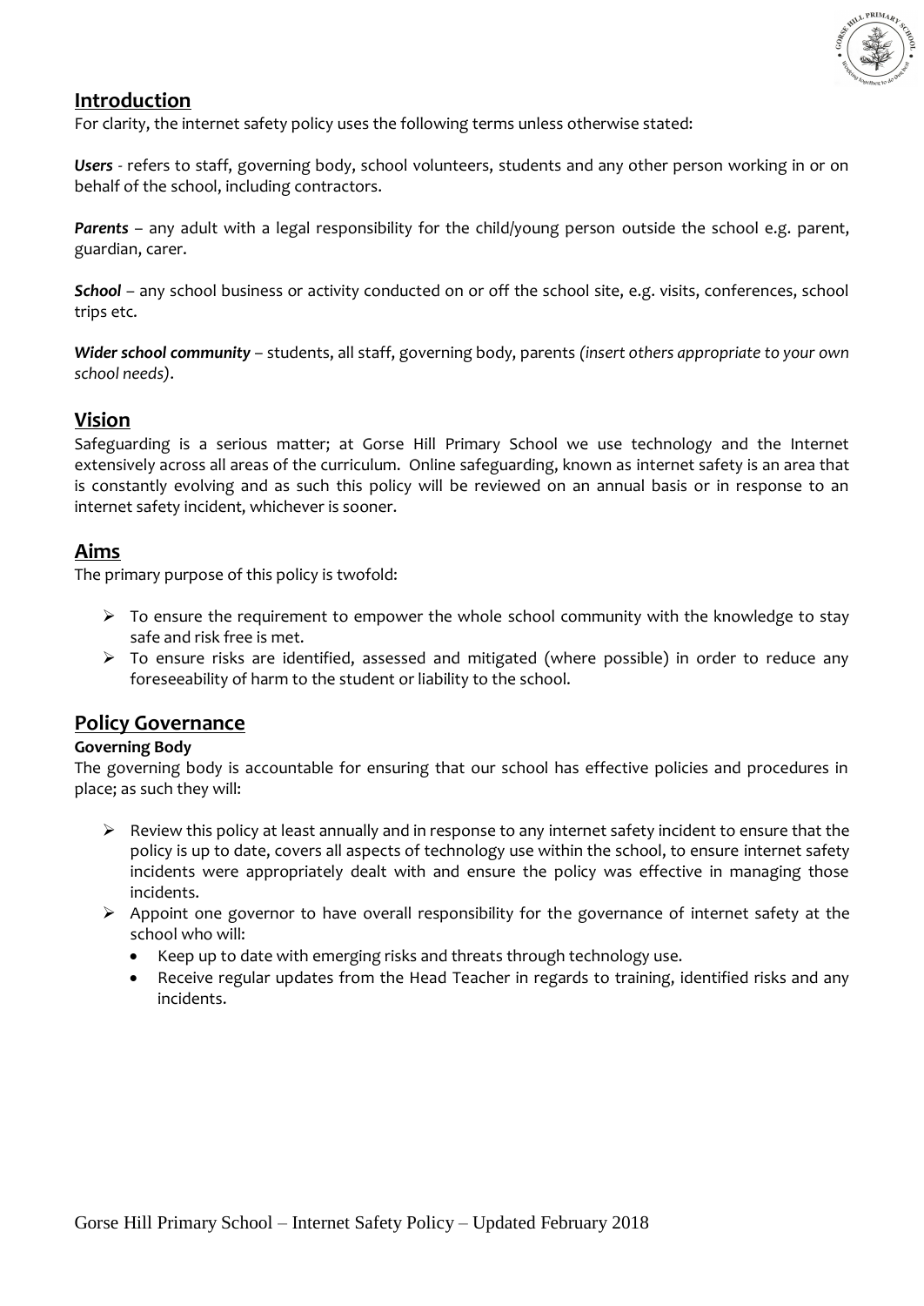## Introduction

For clarity, the internet safety policy uses the following terms unless otherwise stated:

***Users*** - refers to staff, governing body, school volunteers, students and any other person working in or on behalf of the school, including contractors.

***Parents*** – any adult with a legal responsibility for the child/young person outside the school e.g. parent, guardian, carer.

***School*** – any school business or activity conducted on or off the school site, e.g. visits, conferences, school trips etc.

***Wider school community*** – students, all staff, governing body, parents *(insert others appropriate to your own school needs)*.

## Vision

Safeguarding is a serious matter; at Gorse Hill Primary School we use technology and the Internet extensively across all areas of the curriculum. Online safeguarding, known as internet safety is an area that is constantly evolving and as such this policy will be reviewed on an annual basis or in response to an internet safety incident, whichever is sooner.

## Aims

The primary purpose of this policy is twofold:

- To ensure the requirement to empower the whole school community with the knowledge to stay safe and risk free is met.
- To ensure risks are identified, assessed and mitigated (where possible) in order to reduce any foreseeability of harm to the student or liability to the school.

## Policy Governance

**Governing Body**

The governing body is accountable for ensuring that our school has effective policies and procedures in place; as such they will:

- Review this policy at least annually and in response to any internet safety incident to ensure that the policy is up to date, covers all aspects of technology use within the school, to ensure internet safety incidents were appropriately dealt with and ensure the policy was effective in managing those incidents.
- Appoint one governor to have overall responsibility for the governance of internet safety at the school who will:
  - Keep up to date with emerging risks and threats through technology use.
  - Receive regular updates from the Head Teacher in regards to training, identified risks and any incidents.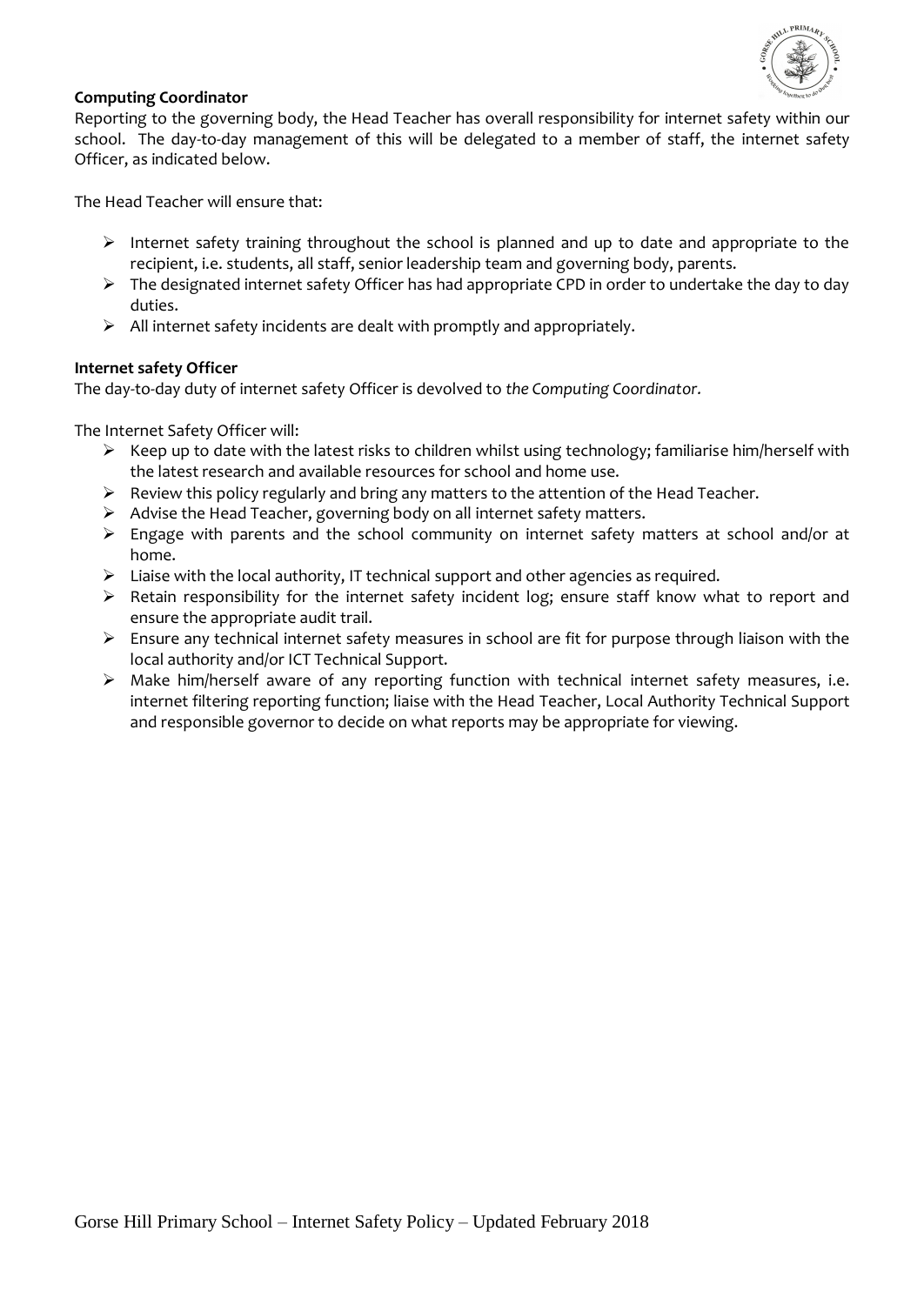**Computing Coordinator**

Reporting to the governing body, the Head Teacher has overall responsibility for internet safety within our school. The day-to-day management of this will be delegated to a member of staff, the internet safety Officer, as indicated below.

The Head Teacher will ensure that:

- Internet safety training throughout the school is planned and up to date and appropriate to the recipient, i.e. students, all staff, senior leadership team and governing body, parents.
- The designated internet safety Officer has had appropriate CPD in order to undertake the day to day duties.
- All internet safety incidents are dealt with promptly and appropriately.

**Internet safety Officer**

The day-to-day duty of internet safety Officer is devolved to *the Computing Coordinator.*

The Internet Safety Officer will:

- Keep up to date with the latest risks to children whilst using technology; familiarise him/herself with the latest research and available resources for school and home use.
- Review this policy regularly and bring any matters to the attention of the Head Teacher.
- Advise the Head Teacher, governing body on all internet safety matters.
- Engage with parents and the school community on internet safety matters at school and/or at home.
- Liaise with the local authority, IT technical support and other agencies as required.
- Retain responsibility for the internet safety incident log; ensure staff know what to report and ensure the appropriate audit trail.
- Ensure any technical internet safety measures in school are fit for purpose through liaison with the local authority and/or ICT Technical Support.
- Make him/herself aware of any reporting function with technical internet safety measures, i.e. internet filtering reporting function; liaise with the Head Teacher, Local Authority Technical Support and responsible governor to decide on what reports may be appropriate for viewing.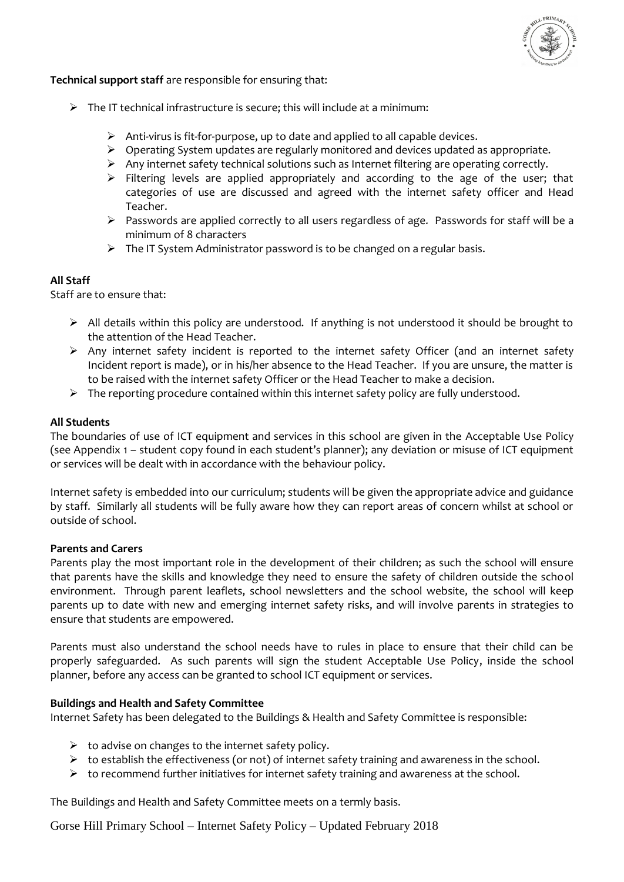**Technical support staff** are responsible for ensuring that:

- The IT technical infrastructure is secure; this will include at a minimum:
  - Anti-virus is fit-for-purpose, up to date and applied to all capable devices.
  - Operating System updates are regularly monitored and devices updated as appropriate.
  - Any internet safety technical solutions such as Internet filtering are operating correctly.
  - Filtering levels are applied appropriately and according to the age of the user; that categories of use are discussed and agreed with the internet safety officer and Head Teacher.
  - Passwords are applied correctly to all users regardless of age. Passwords for staff will be a minimum of 8 characters
  - The IT System Administrator password is to be changed on a regular basis.

**All Staff**

Staff are to ensure that:

- All details within this policy are understood. If anything is not understood it should be brought to the attention of the Head Teacher.
- Any internet safety incident is reported to the internet safety Officer (and an internet safety Incident report is made), or in his/her absence to the Head Teacher. If you are unsure, the matter is to be raised with the internet safety Officer or the Head Teacher to make a decision.
- The reporting procedure contained within this internet safety policy are fully understood.

**All Students**

The boundaries of use of ICT equipment and services in this school are given in the Acceptable Use Policy (see Appendix 1 – student copy found in each student's planner); any deviation or misuse of ICT equipment or services will be dealt with in accordance with the behaviour policy.

Internet safety is embedded into our curriculum; students will be given the appropriate advice and guidance by staff. Similarly all students will be fully aware how they can report areas of concern whilst at school or outside of school.

**Parents and Carers**

Parents play the most important role in the development of their children; as such the school will ensure that parents have the skills and knowledge they need to ensure the safety of children outside the school environment. Through parent leaflets, school newsletters and the school website, the school will keep parents up to date with new and emerging internet safety risks, and will involve parents in strategies to ensure that students are empowered.

Parents must also understand the school needs have to rules in place to ensure that their child can be properly safeguarded. As such parents will sign the student Acceptable Use Policy, inside the school planner, before any access can be granted to school ICT equipment or services.

**Buildings and Health and Safety Committee**

Internet Safety has been delegated to the Buildings & Health and Safety Committee is responsible:

- to advise on changes to the internet safety policy.
- to establish the effectiveness (or not) of internet safety training and awareness in the school.
- to recommend further initiatives for internet safety training and awareness at the school.

The Buildings and Health and Safety Committee meets on a termly basis.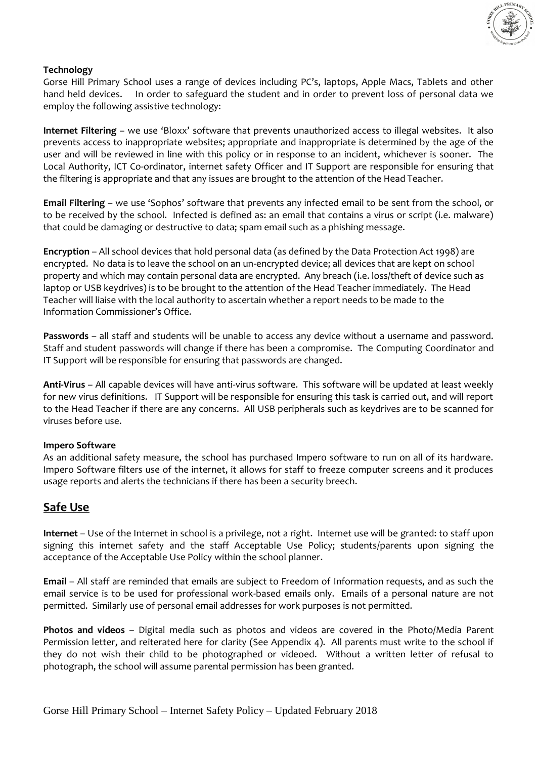**Technology**

Gorse Hill Primary School uses a range of devices including PC's, laptops, Apple Macs, Tablets and other hand held devices. In order to safeguard the student and in order to prevent loss of personal data we employ the following assistive technology:

**Internet Filtering** – we use 'Bloxx' software that prevents unauthorized access to illegal websites. It also prevents access to inappropriate websites; appropriate and inappropriate is determined by the age of the user and will be reviewed in line with this policy or in response to an incident, whichever is sooner. The Local Authority, ICT Co-ordinator, internet safety Officer and IT Support are responsible for ensuring that the filtering is appropriate and that any issues are brought to the attention of the Head Teacher.

**Email Filtering** – we use 'Sophos' software that prevents any infected email to be sent from the school, or to be received by the school. Infected is defined as: an email that contains a virus or script (i.e. malware) that could be damaging or destructive to data; spam email such as a phishing message.

**Encryption** – All school devices that hold personal data (as defined by the Data Protection Act 1998) are encrypted. No data is to leave the school on an un-encrypted device; all devices that are kept on school property and which may contain personal data are encrypted. Any breach (i.e. loss/theft of device such as laptop or USB keydrives) is to be brought to the attention of the Head Teacher immediately. The Head Teacher will liaise with the local authority to ascertain whether a report needs to be made to the Information Commissioner's Office.

**Passwords** – all staff and students will be unable to access any device without a username and password. Staff and student passwords will change if there has been a compromise. The Computing Coordinator and IT Support will be responsible for ensuring that passwords are changed.

**Anti-Virus** – All capable devices will have anti-virus software. This software will be updated at least weekly for new virus definitions. IT Support will be responsible for ensuring this task is carried out, and will report to the Head Teacher if there are any concerns. All USB peripherals such as keydrives are to be scanned for viruses before use.

**Impero Software**

As an additional safety measure, the school has purchased Impero software to run on all of its hardware. Impero Software filters use of the internet, it allows for staff to freeze computer screens and it produces usage reports and alerts the technicians if there has been a security breech.

## Safe Use

**Internet** – Use of the Internet in school is a privilege, not a right. Internet use will be granted: to staff upon signing this internet safety and the staff Acceptable Use Policy; students/parents upon signing the acceptance of the Acceptable Use Policy within the school planner.

**Email** – All staff are reminded that emails are subject to Freedom of Information requests, and as such the email service is to be used for professional work-based emails only. Emails of a personal nature are not permitted. Similarly use of personal email addresses for work purposes is not permitted.

**Photos and videos** – Digital media such as photos and videos are covered in the Photo/Media Parent Permission letter, and reiterated here for clarity (See Appendix 4). All parents must write to the school if they do not wish their child to be photographed or videoed. Without a written letter of refusal to photograph, the school will assume parental permission has been granted.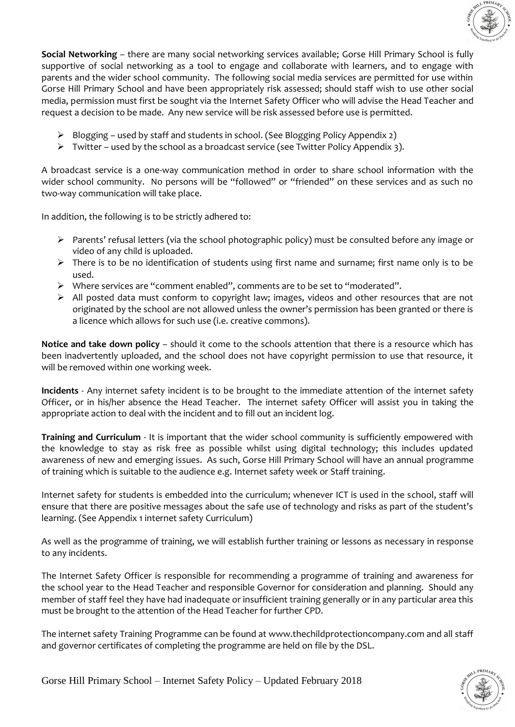**Social Networking** – there are many social networking services available; Gorse Hill Primary School is fully supportive of social networking as a tool to engage and collaborate with learners, and to engage with parents and the wider school community. The following social media services are permitted for use within Gorse Hill Primary School and have been appropriately risk assessed; should staff wish to use other social media, permission must first be sought via the Internet Safety Officer who will advise the Head Teacher and request a decision to be made. Any new service will be risk assessed before use is permitted.

- Blogging – used by staff and students in school. (See Blogging Policy Appendix 2)
- Twitter – used by the school as a broadcast service (see Twitter Policy Appendix 3).

A broadcast service is a one-way communication method in order to share school information with the wider school community. No persons will be "followed" or "friended" on these services and as such no two-way communication will take place.

In addition, the following is to be strictly adhered to:

- Parents' refusal letters (via the school photographic policy) must be consulted before any image or video of any child is uploaded.
- There is to be no identification of students using first name and surname; first name only is to be used.
- Where services are "comment enabled", comments are to be set to "moderated".
- All posted data must conform to copyright law; images, videos and other resources that are not originated by the school are not allowed unless the owner's permission has been granted or there is a licence which allows for such use (i.e. creative commons).

**Notice and take down policy** – should it come to the schools attention that there is a resource which has been inadvertently uploaded, and the school does not have copyright permission to use that resource, it will be removed within one working week.

**Incidents** - Any internet safety incident is to be brought to the immediate attention of the internet safety Officer, or in his/her absence the Head Teacher. The internet safety Officer will assist you in taking the appropriate action to deal with the incident and to fill out an incident log.

**Training and Curriculum** - It is important that the wider school community is sufficiently empowered with the knowledge to stay as risk free as possible whilst using digital technology; this includes updated awareness of new and emerging issues. As such, Gorse Hill Primary School will have an annual programme of training which is suitable to the audience e.g. Internet safety week or Staff training.

Internet safety for students is embedded into the curriculum; whenever ICT is used in the school, staff will ensure that there are positive messages about the safe use of technology and risks as part of the student's learning. (See Appendix 1 internet safety Curriculum)

As well as the programme of training, we will establish further training or lessons as necessary in response to any incidents.

The Internet Safety Officer is responsible for recommending a programme of training and awareness for the school year to the Head Teacher and responsible Governor for consideration and planning. Should any member of staff feel they have had inadequate or insufficient training generally or in any particular area this must be brought to the attention of the Head Teacher for further CPD.

The internet safety Training Programme can be found at www.thechildprotectioncompany.com and all staff and governor certificates of completing the programme are held on file by the DSL.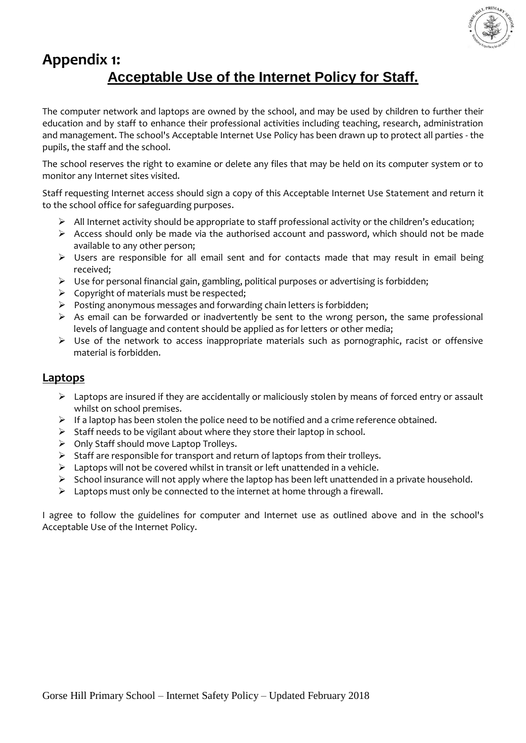# Appendix 1:

## Acceptable Use of the Internet Policy for Staff.

The computer network and laptops are owned by the school, and may be used by children to further their education and by staff to enhance their professional activities including teaching, research, administration and management. The school's Acceptable Internet Use Policy has been drawn up to protect all parties - the pupils, the staff and the school.

The school reserves the right to examine or delete any files that may be held on its computer system or to monitor any Internet sites visited.

Staff requesting Internet access should sign a copy of this Acceptable Internet Use Statement and return it to the school office for safeguarding purposes.

- All Internet activity should be appropriate to staff professional activity or the children's education;
- Access should only be made via the authorised account and password, which should not be made available to any other person;
- Users are responsible for all email sent and for contacts made that may result in email being received;
- Use for personal financial gain, gambling, political purposes or advertising is forbidden;
- Copyright of materials must be respected;
- Posting anonymous messages and forwarding chain letters is forbidden;
- As email can be forwarded or inadvertently be sent to the wrong person, the same professional levels of language and content should be applied as for letters or other media;
- Use of the network to access inappropriate materials such as pornographic, racist or offensive material is forbidden.

## Laptops

- Laptops are insured if they are accidentally or maliciously stolen by means of forced entry or assault whilst on school premises.
- If a laptop has been stolen the police need to be notified and a crime reference obtained.
- Staff needs to be vigilant about where they store their laptop in school.
- Only Staff should move Laptop Trolleys.
- Staff are responsible for transport and return of laptops from their trolleys.
- Laptops will not be covered whilst in transit or left unattended in a vehicle.
- School insurance will not apply where the laptop has been left unattended in a private household.
- Laptops must only be connected to the internet at home through a firewall.

I agree to follow the guidelines for computer and Internet use as outlined above and in the school's Acceptable Use of the Internet Policy.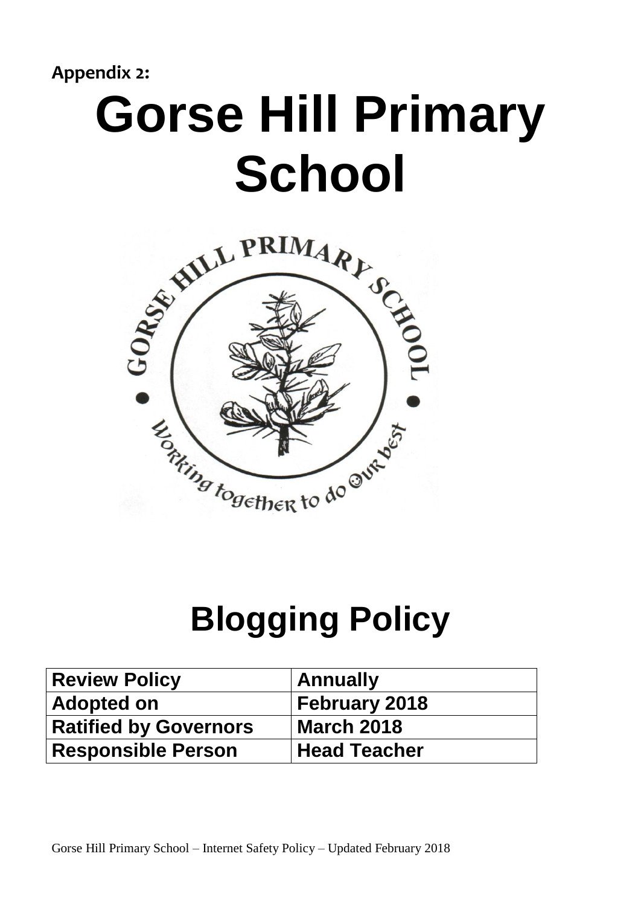**Appendix 2:**

# Gorse Hill Primary School

# Blogging Policy

| Review Policy | Annually |
| --- | --- |
| Adopted on | February 2018 |
| Ratified by Governors | March 2018 |
| Responsible Person | Head Teacher |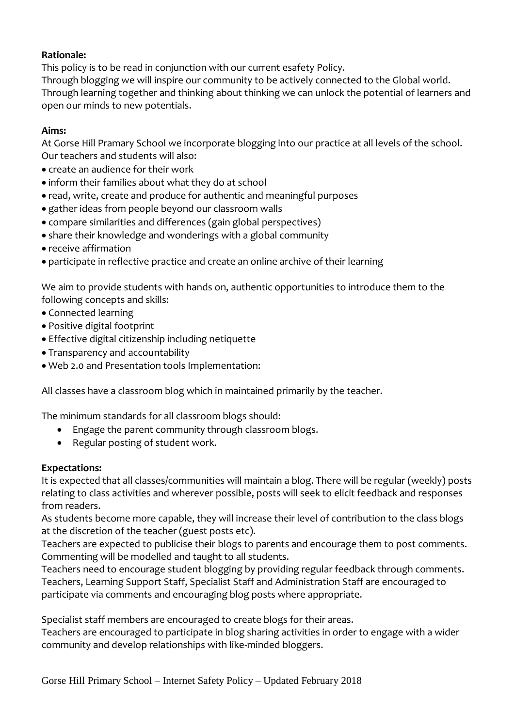**Rationale:**

This policy is to be read in conjunction with our current esafety Policy.
Through blogging we will inspire our community to be actively connected to the Global world.
Through learning together and thinking about thinking we can unlock the potential of learners and open our minds to new potentials.

**Aims:**

At Gorse Hill Pramary School we incorporate blogging into our practice at all levels of the school. Our teachers and students will also:

- create an audience for their work
- inform their families about what they do at school
- read, write, create and produce for authentic and meaningful purposes
- gather ideas from people beyond our classroom walls
- compare similarities and differences (gain global perspectives)
- share their knowledge and wonderings with a global community
- receive affirmation
- participate in reflective practice and create an online archive of their learning

We aim to provide students with hands on, authentic opportunities to introduce them to the following concepts and skills:

- Connected learning
- Positive digital footprint
- Effective digital citizenship including netiquette
- Transparency and accountability
- Web 2.0 and Presentation tools Implementation:

All classes have a classroom blog which in maintained primarily by the teacher.

The minimum standards for all classroom blogs should:

- Engage the parent community through classroom blogs.
- Regular posting of student work.

**Expectations:**

It is expected that all classes/communities will maintain a blog. There will be regular (weekly) posts relating to class activities and wherever possible, posts will seek to elicit feedback and responses from readers.
As students become more capable, they will increase their level of contribution to the class blogs at the discretion of the teacher (guest posts etc).
Teachers are expected to publicise their blogs to parents and encourage them to post comments.
Commenting will be modelled and taught to all students.
Teachers need to encourage student blogging by providing regular feedback through comments.
Teachers, Learning Support Staff, Specialist Staff and Administration Staff are encouraged to participate via comments and encouraging blog posts where appropriate.

Specialist staff members are encouraged to create blogs for their areas.
Teachers are encouraged to participate in blog sharing activities in order to engage with a wider community and develop relationships with like-minded bloggers.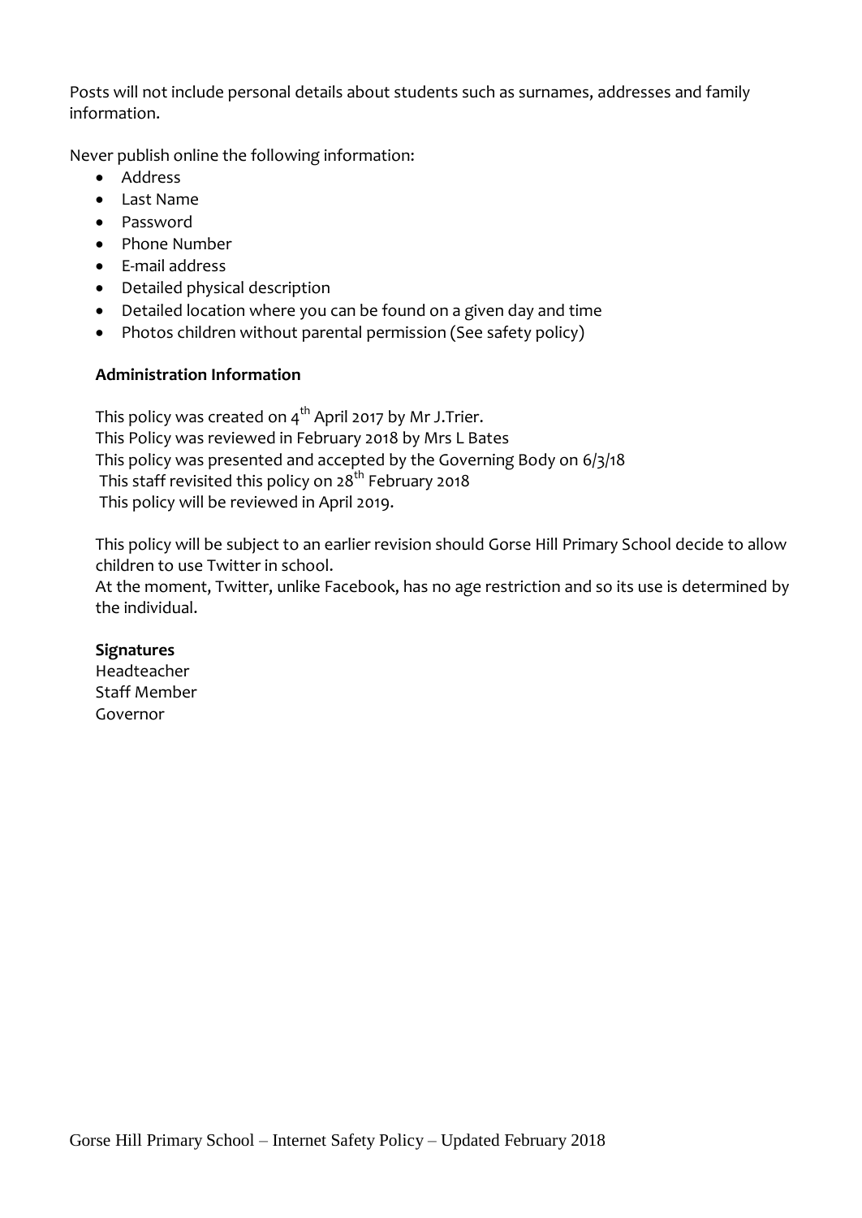Posts will not include personal details about students such as surnames, addresses and family information.

Never publish online the following information:

- Address
- Last Name
- Password
- Phone Number
- E-mail address
- Detailed physical description
- Detailed location where you can be found on a given day and time
- Photos children without parental permission (See safety policy)

**Administration Information**

This policy was created on 4th April 2017 by Mr J.Trier.
This Policy was reviewed in February 2018 by Mrs L Bates
This policy was presented and accepted by the Governing Body on 6/3/18
This staff revisited this policy on 28th February 2018
This policy will be reviewed in April 2019.

This policy will be subject to an earlier revision should Gorse Hill Primary School decide to allow children to use Twitter in school.
At the moment, Twitter, unlike Facebook, has no age restriction and so its use is determined by the individual.

**Signatures**
Headteacher
Staff Member
Governor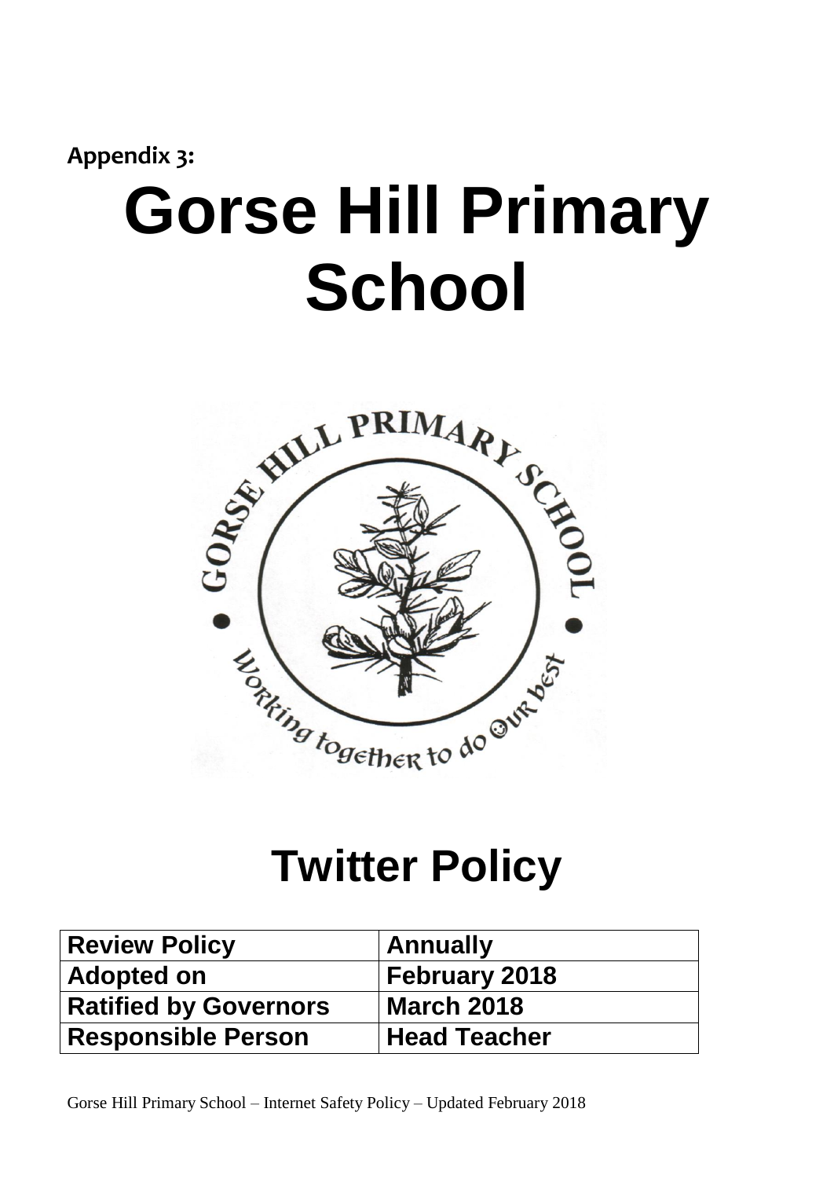**Appendix 3:**

# Gorse Hill Primary School

# Twitter Policy

| Review Policy | Annually |
|---|---|
| Adopted on | February 2018 |
| Ratified by Governors | March 2018 |
| Responsible Person | Head Teacher |

Gorse Hill Primary School – Internet Safety Policy – Updated February 2018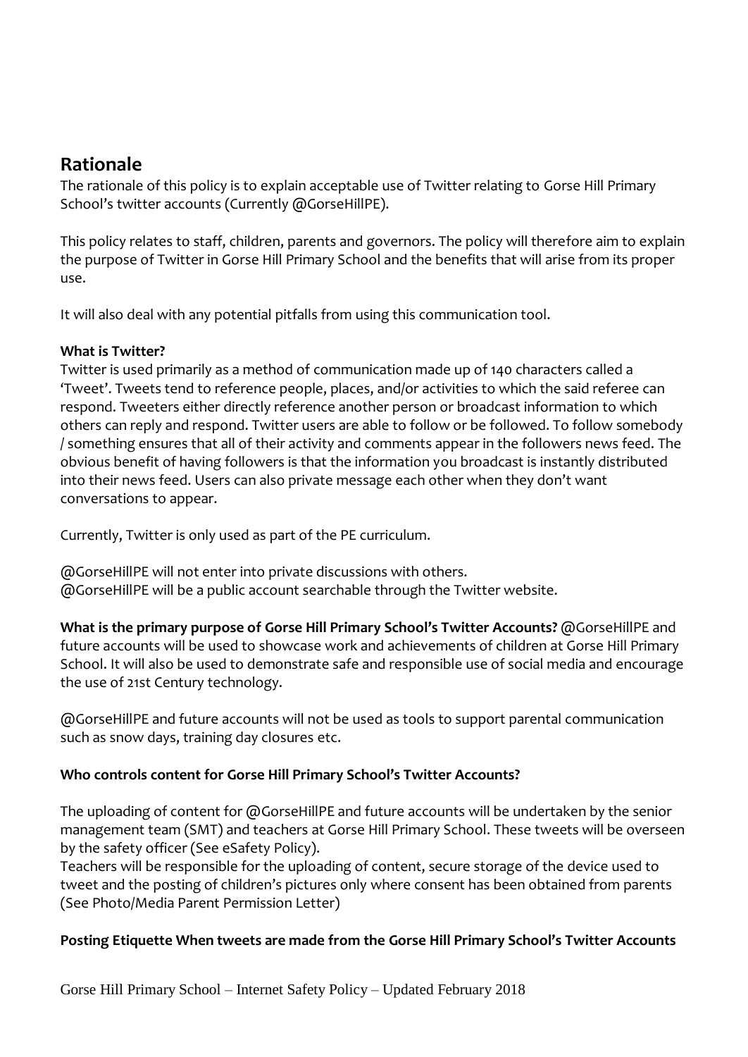## Rationale

The rationale of this policy is to explain acceptable use of Twitter relating to Gorse Hill Primary School's twitter accounts (Currently @GorseHillPE).

This policy relates to staff, children, parents and governors. The policy will therefore aim to explain the purpose of Twitter in Gorse Hill Primary School and the benefits that will arise from its proper use.

It will also deal with any potential pitfalls from using this communication tool.

**What is Twitter?**
Twitter is used primarily as a method of communication made up of 140 characters called a 'Tweet'. Tweets tend to reference people, places, and/or activities to which the said referee can respond. Tweeters either directly reference another person or broadcast information to which others can reply and respond. Twitter users are able to follow or be followed. To follow somebody / something ensures that all of their activity and comments appear in the followers news feed. The obvious benefit of having followers is that the information you broadcast is instantly distributed into their news feed. Users can also private message each other when they don't want conversations to appear.

Currently, Twitter is only used as part of the PE curriculum.

@GorseHillPE will not enter into private discussions with others.
@GorseHillPE will be a public account searchable through the Twitter website.

**What is the primary purpose of Gorse Hill Primary School's Twitter Accounts?** @GorseHillPE and future accounts will be used to showcase work and achievements of children at Gorse Hill Primary School. It will also be used to demonstrate safe and responsible use of social media and encourage the use of 21st Century technology.

@GorseHillPE and future accounts will not be used as tools to support parental communication such as snow days, training day closures etc.

**Who controls content for Gorse Hill Primary School's Twitter Accounts?**

The uploading of content for @GorseHillPE and future accounts will be undertaken by the senior management team (SMT) and teachers at Gorse Hill Primary School. These tweets will be overseen by the safety officer (See eSafety Policy).
Teachers will be responsible for the uploading of content, secure storage of the device used to tweet and the posting of children's pictures only where consent has been obtained from parents (See Photo/Media Parent Permission Letter)

**Posting Etiquette When tweets are made from the Gorse Hill Primary School's Twitter Accounts**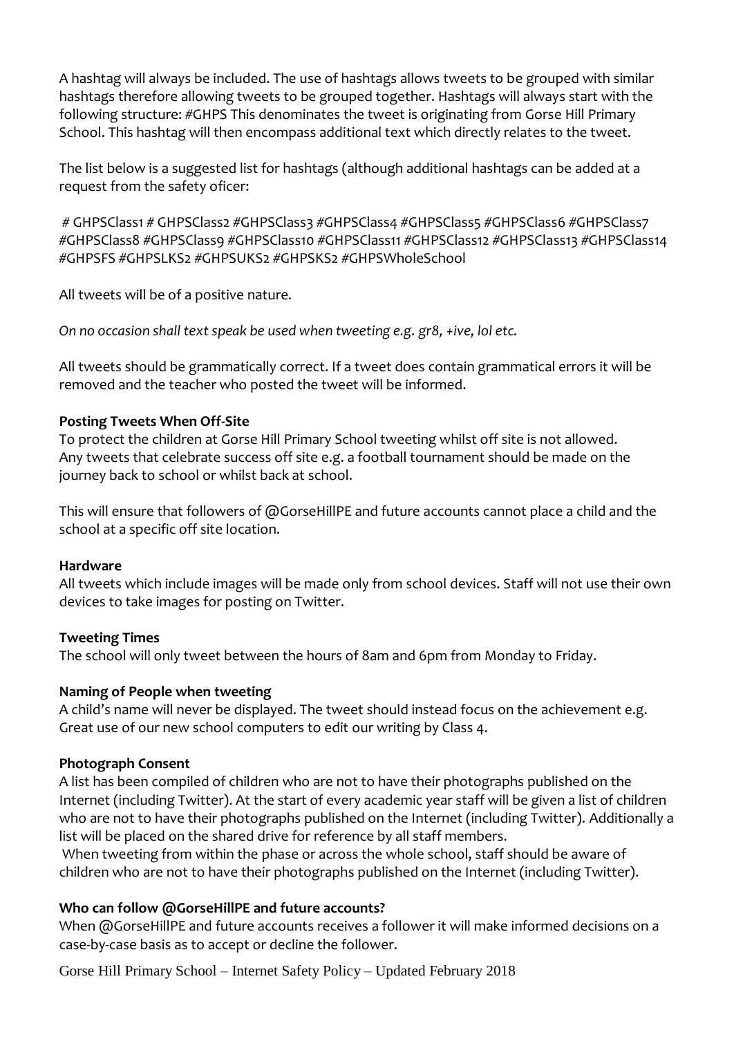A hashtag will always be included. The use of hashtags allows tweets to be grouped with similar hashtags therefore allowing tweets to be grouped together. Hashtags will always start with the following structure: #GHPS This denominates the tweet is originating from Gorse Hill Primary School. This hashtag will then encompass additional text which directly relates to the tweet.

The list below is a suggested list for hashtags (although additional hashtags can be added at a request from the safety oficer:

# GHPSClass1 # GHPSClass2 #GHPSClass3 #GHPSClass4 #GHPSClass5 #GHPSClass6 #GHPSClass7 #GHPSClass8 #GHPSClass9 #GHPSClass10 #GHPSClass11 #GHPSClass12 #GHPSClass13 #GHPSClass14 #GHPSFS #GHPSLKS2 #GHPSUKS2 #GHPSKS2 #GHPSWholeSchool

All tweets will be of a positive nature.

*On no occasion shall text speak be used when tweeting e.g. gr8, +ive, lol etc.*

All tweets should be grammatically correct. If a tweet does contain grammatical errors it will be removed and the teacher who posted the tweet will be informed.

**Posting Tweets When Off-Site**

To protect the children at Gorse Hill Primary School tweeting whilst off site is not allowed. Any tweets that celebrate success off site e.g. a football tournament should be made on the journey back to school or whilst back at school.

This will ensure that followers of @GorseHillPE and future accounts cannot place a child and the school at a specific off site location.

**Hardware**

All tweets which include images will be made only from school devices. Staff will not use their own devices to take images for posting on Twitter.

**Tweeting Times**

The school will only tweet between the hours of 8am and 6pm from Monday to Friday.

**Naming of People when tweeting**

A child's name will never be displayed. The tweet should instead focus on the achievement e.g. Great use of our new school computers to edit our writing by Class 4.

**Photograph Consent**

A list has been compiled of children who are not to have their photographs published on the Internet (including Twitter). At the start of every academic year staff will be given a list of children who are not to have their photographs published on the Internet (including Twitter). Additionally a list will be placed on the shared drive for reference by all staff members.

When tweeting from within the phase or across the whole school, staff should be aware of children who are not to have their photographs published on the Internet (including Twitter).

**Who can follow @GorseHillPE and future accounts?**

When @GorseHillPE and future accounts receives a follower it will make informed decisions on a case-by-case basis as to accept or decline the follower.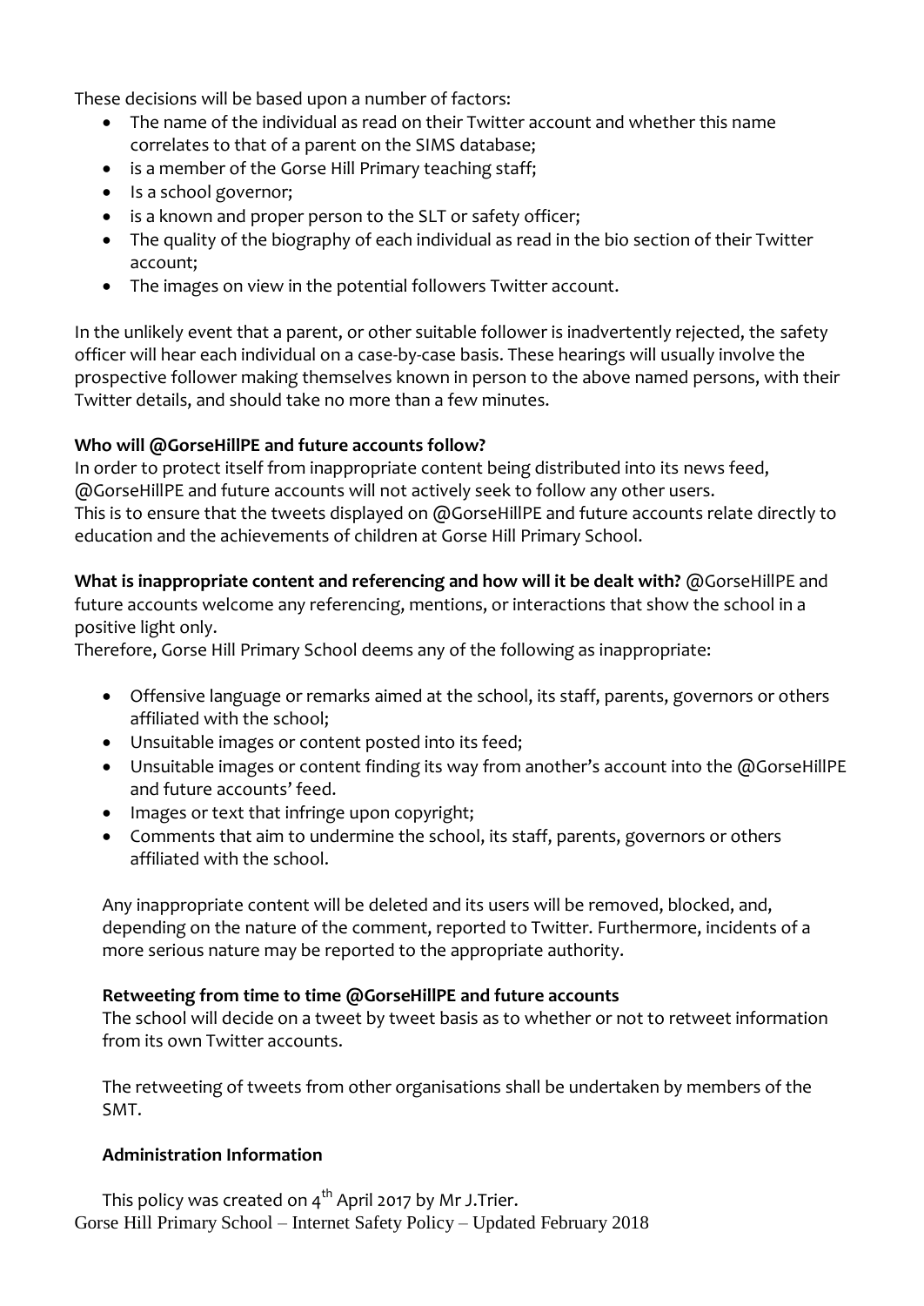These decisions will be based upon a number of factors:

- The name of the individual as read on their Twitter account and whether this name correlates to that of a parent on the SIMS database;
- is a member of the Gorse Hill Primary teaching staff;
- Is a school governor;
- is a known and proper person to the SLT or safety officer;
- The quality of the biography of each individual as read in the bio section of their Twitter account;
- The images on view in the potential followers Twitter account.

In the unlikely event that a parent, or other suitable follower is inadvertently rejected, the safety officer will hear each individual on a case-by-case basis. These hearings will usually involve the prospective follower making themselves known in person to the above named persons, with their Twitter details, and should take no more than a few minutes.

**Who will @GorseHillPE and future accounts follow?**

In order to protect itself from inappropriate content being distributed into its news feed, @GorseHillPE and future accounts will not actively seek to follow any other users.
This is to ensure that the tweets displayed on @GorseHillPE and future accounts relate directly to education and the achievements of children at Gorse Hill Primary School.

**What is inappropriate content and referencing and how will it be dealt with?** @GorseHillPE and future accounts welcome any referencing, mentions, or interactions that show the school in a positive light only.
Therefore, Gorse Hill Primary School deems any of the following as inappropriate:

- Offensive language or remarks aimed at the school, its staff, parents, governors or others affiliated with the school;
- Unsuitable images or content posted into its feed;
- Unsuitable images or content finding its way from another's account into the @GorseHillPE and future accounts' feed.
- Images or text that infringe upon copyright;
- Comments that aim to undermine the school, its staff, parents, governors or others affiliated with the school.

Any inappropriate content will be deleted and its users will be removed, blocked, and, depending on the nature of the comment, reported to Twitter. Furthermore, incidents of a more serious nature may be reported to the appropriate authority.

**Retweeting from time to time @GorseHillPE and future accounts**

The school will decide on a tweet by tweet basis as to whether or not to retweet information from its own Twitter accounts.

The retweeting of tweets from other organisations shall be undertaken by members of the SMT.

**Administration Information**

This policy was created on 4th April 2017 by Mr J.Trier.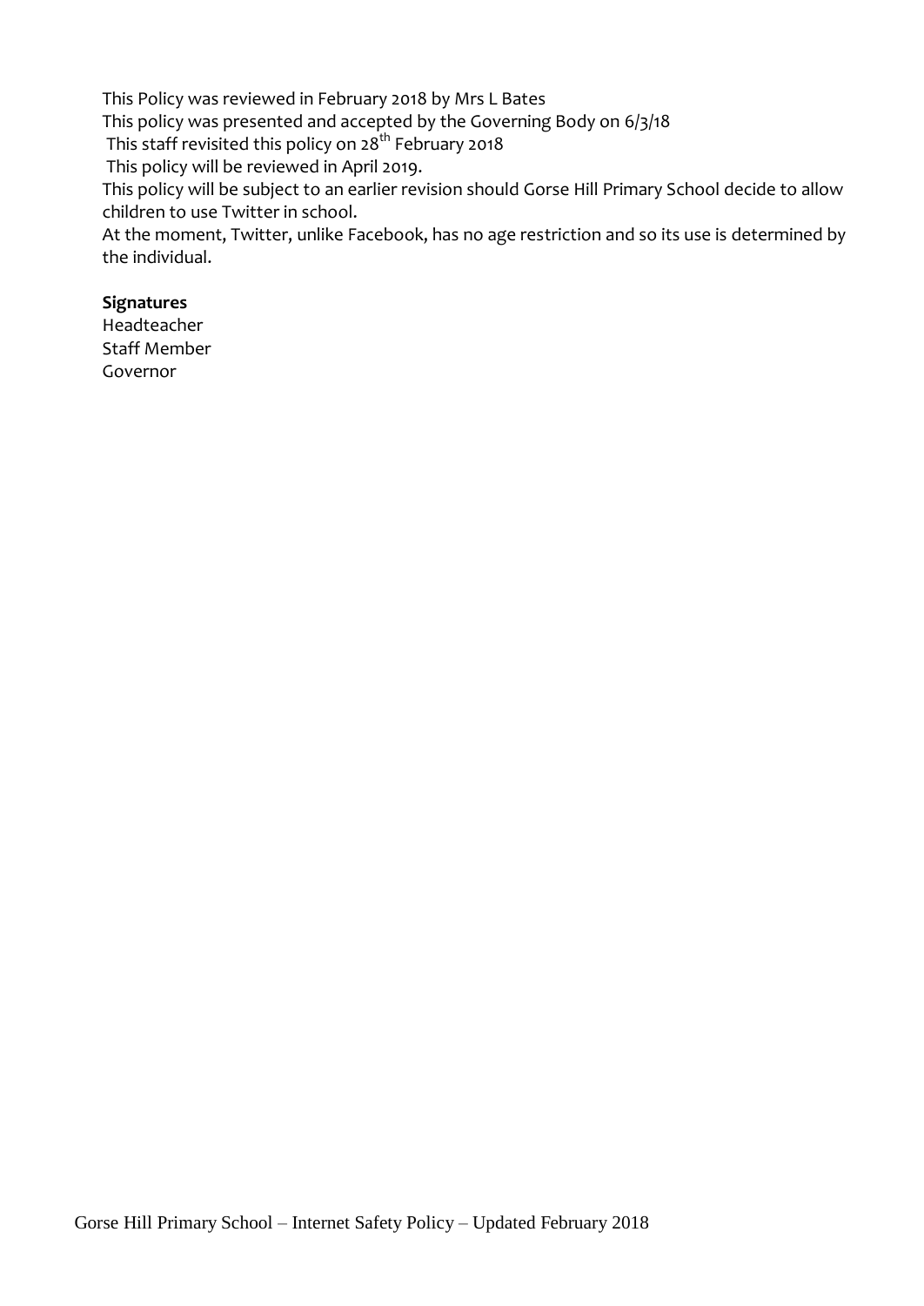This Policy was reviewed in February 2018 by Mrs L Bates
This policy was presented and accepted by the Governing Body on 6/3/18
This staff revisited this policy on 28th February 2018
This policy will be reviewed in April 2019.
This policy will be subject to an earlier revision should Gorse Hill Primary School decide to allow children to use Twitter in school.
At the moment, Twitter, unlike Facebook, has no age restriction and so its use is determined by the individual.

**Signatures**
Headteacher
Staff Member
Governor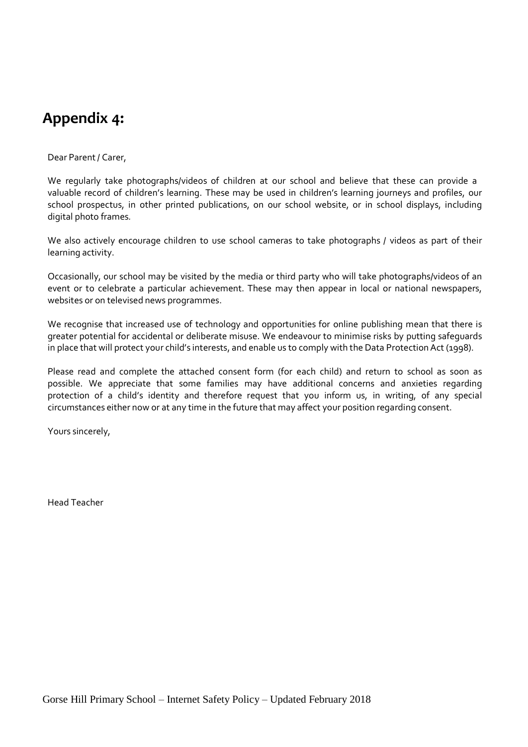# Appendix 4:

Dear Parent / Carer,

We regularly take photographs/videos of children at our school and believe that these can provide a valuable record of children's learning. These may be used in children's learning journeys and profiles, our school prospectus, in other printed publications, on our school website, or in school displays, including digital photo frames.

We also actively encourage children to use school cameras to take photographs / videos as part of their learning activity.

Occasionally, our school may be visited by the media or third party who will take photographs/videos of an event or to celebrate a particular achievement. These may then appear in local or national newspapers, websites or on televised news programmes.

We recognise that increased use of technology and opportunities for online publishing mean that there is greater potential for accidental or deliberate misuse. We endeavour to minimise risks by putting safeguards in place that will protect your child's interests, and enable us to comply with the Data Protection Act (1998).

Please read and complete the attached consent form (for each child) and return to school as soon as possible. We appreciate that some families may have additional concerns and anxieties regarding protection of a child's identity and therefore request that you inform us, in writing, of any special circumstances either now or at any time in the future that may affect your position regarding consent.

Yours sincerely,

Head Teacher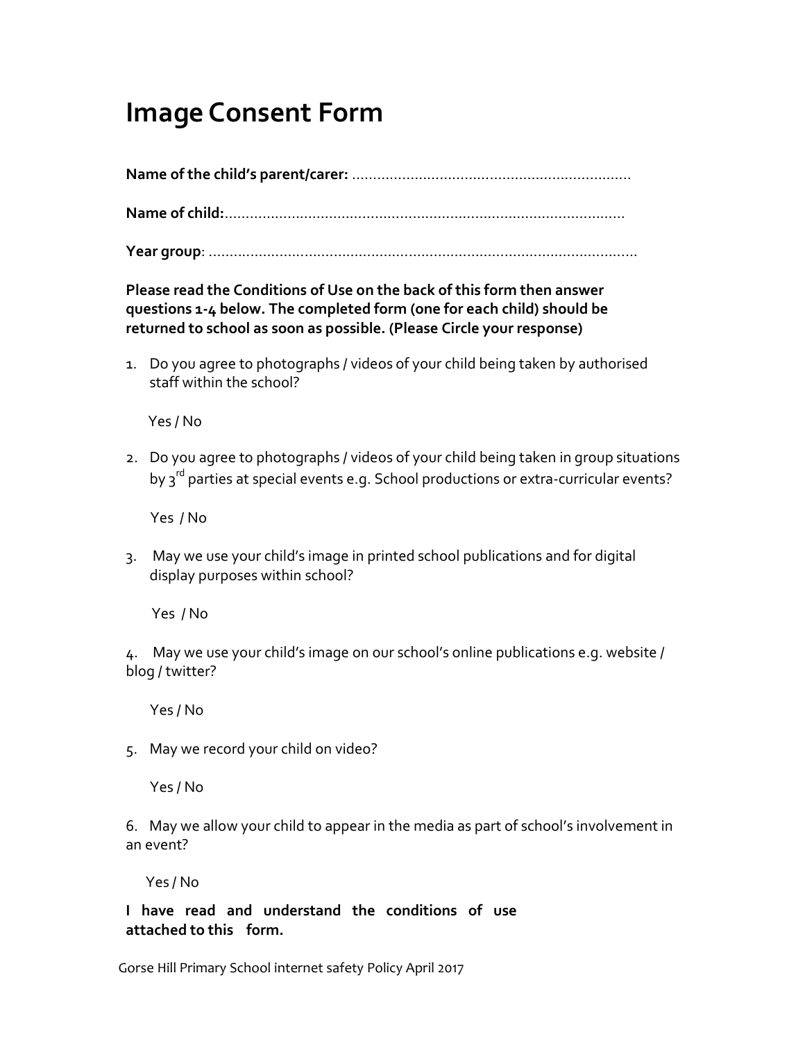# Image Consent Form

**Name of the child's parent/carer:** ...................................................................

**Name of child:**................................................................................................

**Year group**: .......................................................................................................

**Please read the Conditions of Use on the back of this form then answer questions 1-4 below. The completed form (one for each child) should be returned to school as soon as possible. (Please Circle your response)**

1. Do you agree to photographs / videos of your child being taken by authorised staff within the school?

   Yes / No

2. Do you agree to photographs / videos of your child being taken in group situations by 3rd parties at special events e.g. School productions or extra-curricular events?

   Yes / No

3. May we use your child's image in printed school publications and for digital display purposes within school?

   Yes / No

4. May we use your child's image on our school's online publications e.g. website / blog / twitter?

   Yes / No

5. May we record your child on video?

   Yes / No

6. May we allow your child to appear in the media as part of school's involvement in an event?

   Yes / No

**I have read and understand the conditions of use attached to this form.**

Gorse Hill Primary School internet safety Policy April 2017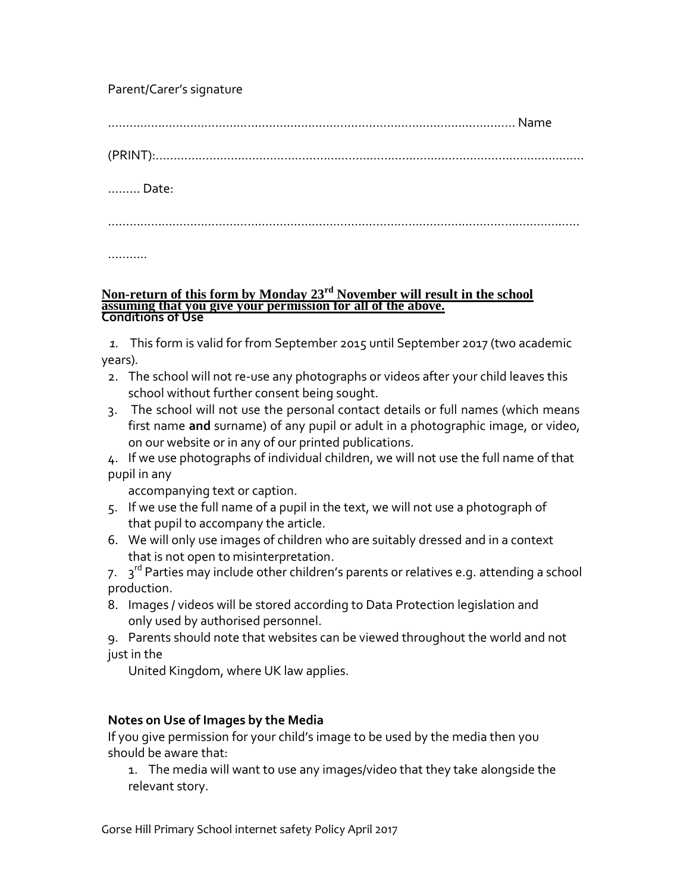Parent/Carer's signature

......................................................................................................................... Name

(PRINT):..........................................................................................................................

......... Date:

..........................................................................................................................

...........

**Non-return of this form by Monday 23rd November will result in the school assuming that you give your permission for all of the above.**

**Conditions of Use**

1. This form is valid for from September 2015 until September 2017 (two academic years).
2. The school will not re-use any photographs or videos after your child leaves this school without further consent being sought.
3. The school will not use the personal contact details or full names (which means first name **and** surname) of any pupil or adult in a photographic image, or video, on our website or in any of our printed publications.
4. If we use photographs of individual children, we will not use the full name of that pupil in any accompanying text or caption.
5. If we use the full name of a pupil in the text, we will not use a photograph of that pupil to accompany the article.
6. We will only use images of children who are suitably dressed and in a context that is not open to misinterpretation.
7. 3rd Parties may include other children's parents or relatives e.g. attending a school production.
8. Images / videos will be stored according to Data Protection legislation and only used by authorised personnel.
9. Parents should note that websites can be viewed throughout the world and not just in the United Kingdom, where UK law applies.

**Notes on Use of Images by the Media**

If you give permission for your child's image to be used by the media then you should be aware that:

1. The media will want to use any images/video that they take alongside the relevant story.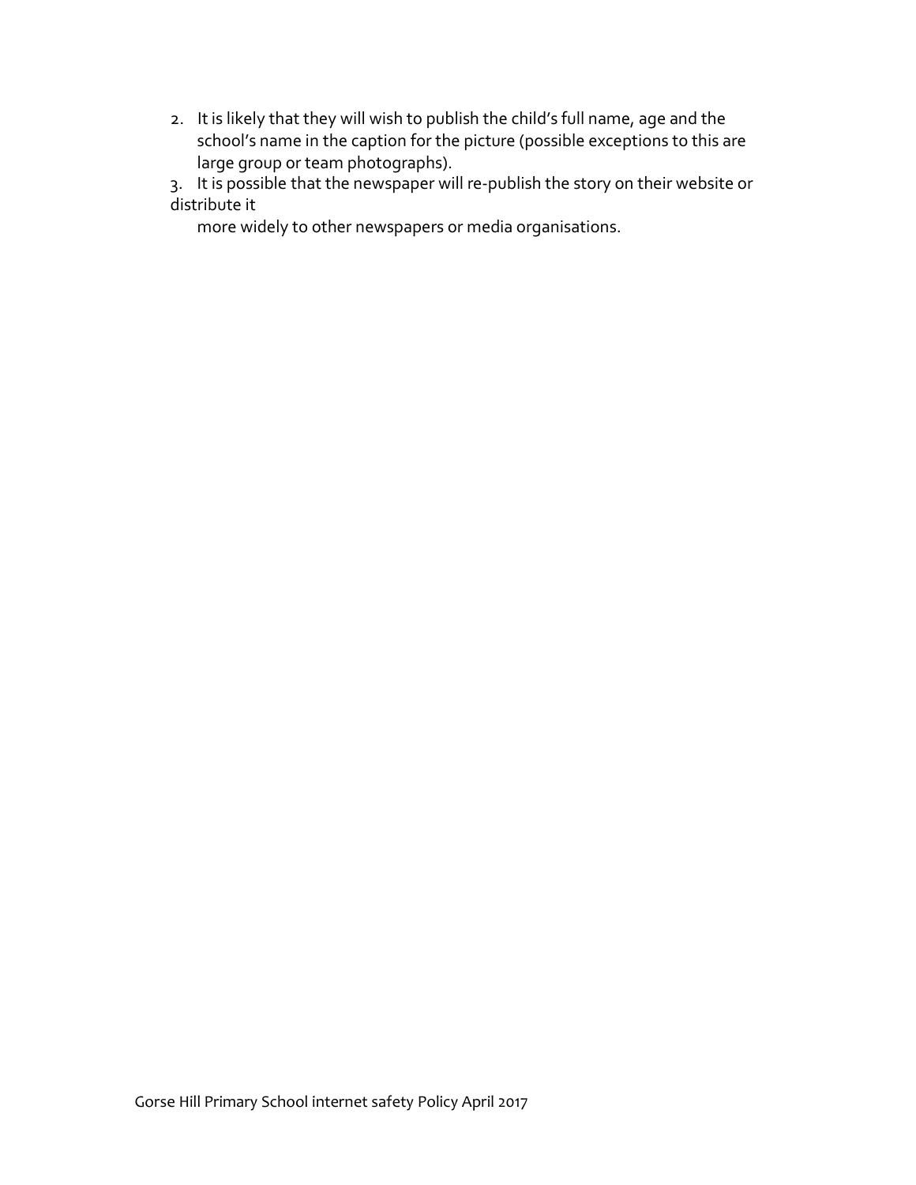2. It is likely that they will wish to publish the child's full name, age and the school's name in the caption for the picture (possible exceptions to this are large group or team photographs).
3. It is possible that the newspaper will re-publish the story on their website or distribute it more widely to other newspapers or media organisations.